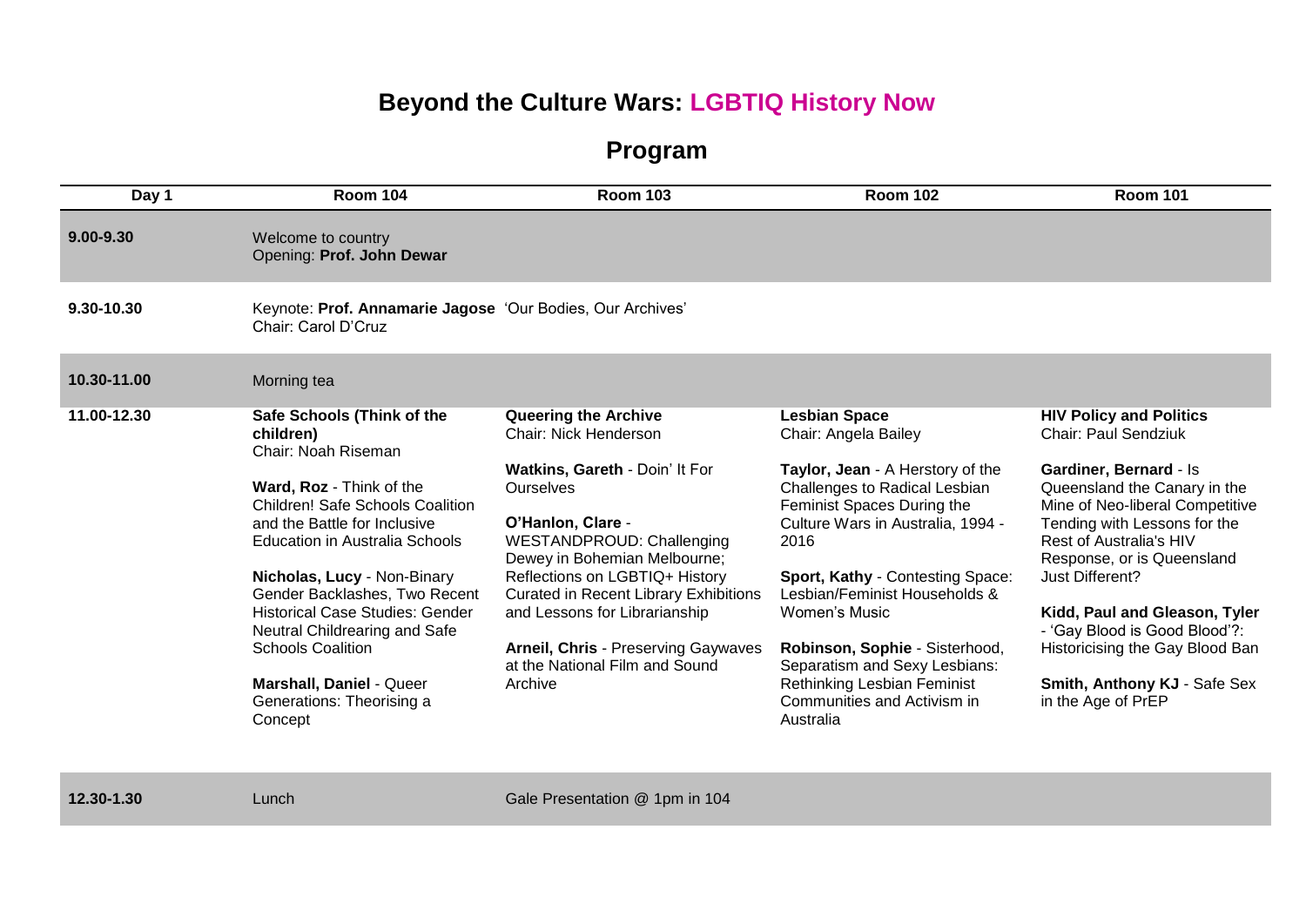# Beyond the Culture Wars: LGBTIQ History Now

## Program

| Day 1 | Room 104 | Room 103 | Room 102 | Room 101 |
|---|---|---|---|---|
| **9.00-9.30** | Welcome to country<br>Opening: **Prof. John Dewar** | | | |
| **9.30-10.30** | Keynote: **Prof. Annamarie Jagose** 'Our Bodies, Our Archives'<br>Chair: Carol D'Cruz | | | |
| **10.30-11.00** | Morning tea | | | |
| **11.00-12.30** | **Safe Schools (Think of the children)**<br>Chair: Noah Riseman<br><br>**Ward, Roz** - Think of the Children! Safe Schools Coalition and the Battle for Inclusive Education in Australia Schools<br><br>**Nicholas, Lucy** - Non-Binary Gender Backlashes, Two Recent Historical Case Studies: Gender Neutral Childrearing and Safe Schools Coalition<br><br>**Marshall, Daniel** - Queer Generations: Theorising a Concept | **Queering the Archive**<br>Chair: Nick Henderson<br><br>**Watkins, Gareth** - Doin' It For Ourselves<br><br>**O'Hanlon, Clare** - WESTANDPROUD: Challenging Dewey in Bohemian Melbourne; Reflections on LGBTIQ+ History Curated in Recent Library Exhibitions and Lessons for Librarianship<br><br>**Arneil, Chris** - Preserving Gaywaves at the National Film and Sound Archive | **Lesbian Space**<br>Chair: Angela Bailey<br><br>**Taylor, Jean** - A Herstory of the Challenges to Radical Lesbian Feminist Spaces During the Culture Wars in Australia, 1994 - 2016<br><br>**Sport, Kathy** - Contesting Space: Lesbian/Feminist Households & Women's Music<br><br>**Robinson, Sophie** - Sisterhood, Separatism and Sexy Lesbians: Rethinking Lesbian Feminist Communities and Activism in Australia | **HIV Policy and Politics**<br>Chair: Paul Sendziuk<br><br>**Gardiner, Bernard** - Is Queensland the Canary in the Mine of Neo-liberal Competitive Tending with Lessons for the Rest of Australia's HIV Response, or is Queensland Just Different?<br><br>**Kidd, Paul and Gleason, Tyler** - 'Gay Blood is Good Blood'?: Historicising the Gay Blood Ban<br><br>**Smith, Anthony KJ** - Safe Sex in the Age of PrEP |
| **12.30-1.30** | Lunch | Gale Presentation @ 1pm in 104 | | |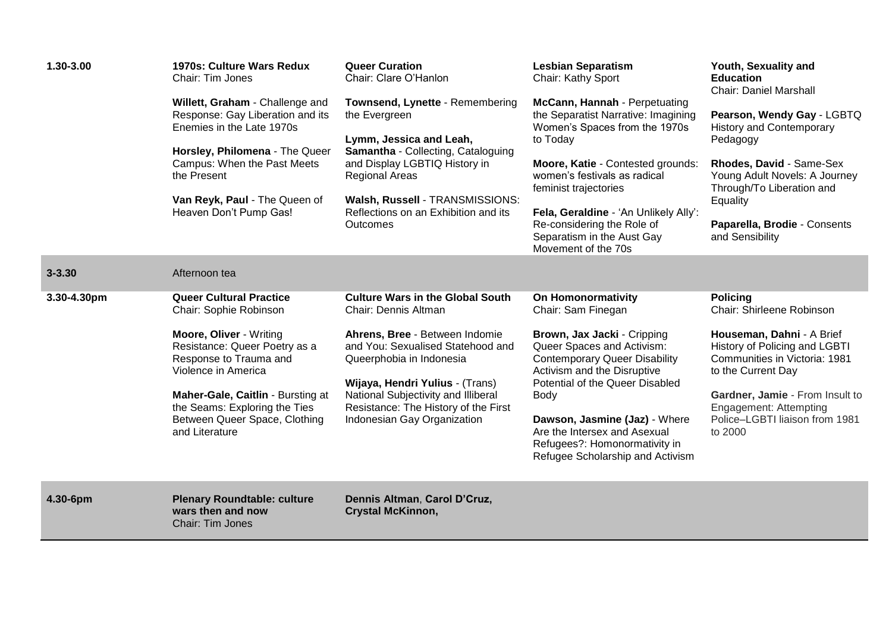| | | | | |
|---|---|---|---|---|
| **1.30-3.00** | **1970s: Culture Wars Redux**<br>Chair: Tim Jones<br><br>**Willett, Graham** - Challenge and Response: Gay Liberation and its Enemies in the Late 1970s<br><br>**Horsley, Philomena** - The Queer Campus: When the Past Meets the Present<br><br>**Van Reyk, Paul** - The Queen of Heaven Don't Pump Gas! | **Queer Curation**<br>Chair: Clare O'Hanlon<br><br>**Townsend, Lynette** - Remembering the Evergreen<br><br>**Lymm, Jessica and Leah, Samantha** - Collecting, Cataloguing and Display LGBTIQ History in Regional Areas<br><br>**Walsh, Russell** - TRANSMISSIONS: Reflections on an Exhibition and its Outcomes | **Lesbian Separatism**<br>Chair: Kathy Sport<br><br>**McCann, Hannah** - Perpetuating the Separatist Narrative: Imagining Women's Spaces from the 1970s to Today<br><br>**Moore, Katie** - Contested grounds: women's festivals as radical feminist trajectories<br><br>**Fela, Geraldine** - 'An Unlikely Ally': Re-considering the Role of Separatism in the Aust Gay Movement of the 70s | **Youth, Sexuality and Education**<br>Chair: Daniel Marshall<br><br>**Pearson, Wendy Gay** - LGBTQ History and Contemporary Pedagogy<br><br>**Rhodes, David** - Same-Sex Young Adult Novels: A Journey Through/To Liberation and Equality<br><br>**Paparella, Brodie** - Consents and Sensibility |
| **3-3.30** | Afternoon tea | | | |
| **3.30-4.30pm** | **Queer Cultural Practice**<br>Chair: Sophie Robinson<br><br>**Moore, Oliver** - Writing Resistance: Queer Poetry as a Response to Trauma and Violence in America<br><br>**Maher-Gale, Caitlin** - Bursting at the Seams: Exploring the Ties Between Queer Space, Clothing and Literature | **Culture Wars in the Global South**<br>Chair: Dennis Altman<br><br>**Ahrens, Bree** - Between Indomie and You: Sexualised Statehood and Queerphobia in Indonesia<br><br>**Wijaya, Hendri Yulius** - (Trans) National Subjectivity and Illiberal Resistance: The History of the First Indonesian Gay Organization | **On Homonormativity**<br>Chair: Sam Finegan<br><br>**Brown, Jax Jacki** - Cripping Queer Spaces and Activism: Contemporary Queer Disability Activism and the Disruptive Potential of the Queer Disabled Body<br><br>**Dawson, Jasmine (Jaz)** - Where Are the Intersex and Asexual Refugees?: Homonormativity in Refugee Scholarship and Activism | **Policing**<br>Chair: Shirleene Robinson<br><br>**Houseman, Dahni** - A Brief History of Policing and LGBTI Communities in Victoria: 1981 to the Current Day<br><br>**Gardner, Jamie** - From Insult to Engagement: Attempting Police–LGBTI liaison from 1981 to 2000 |
| **4.30-6pm** | **Plenary Roundtable: culture wars then and now**<br>Chair: Tim Jones | **Dennis Altman**, **Carol D'Cruz, Crystal McKinnon,** | | |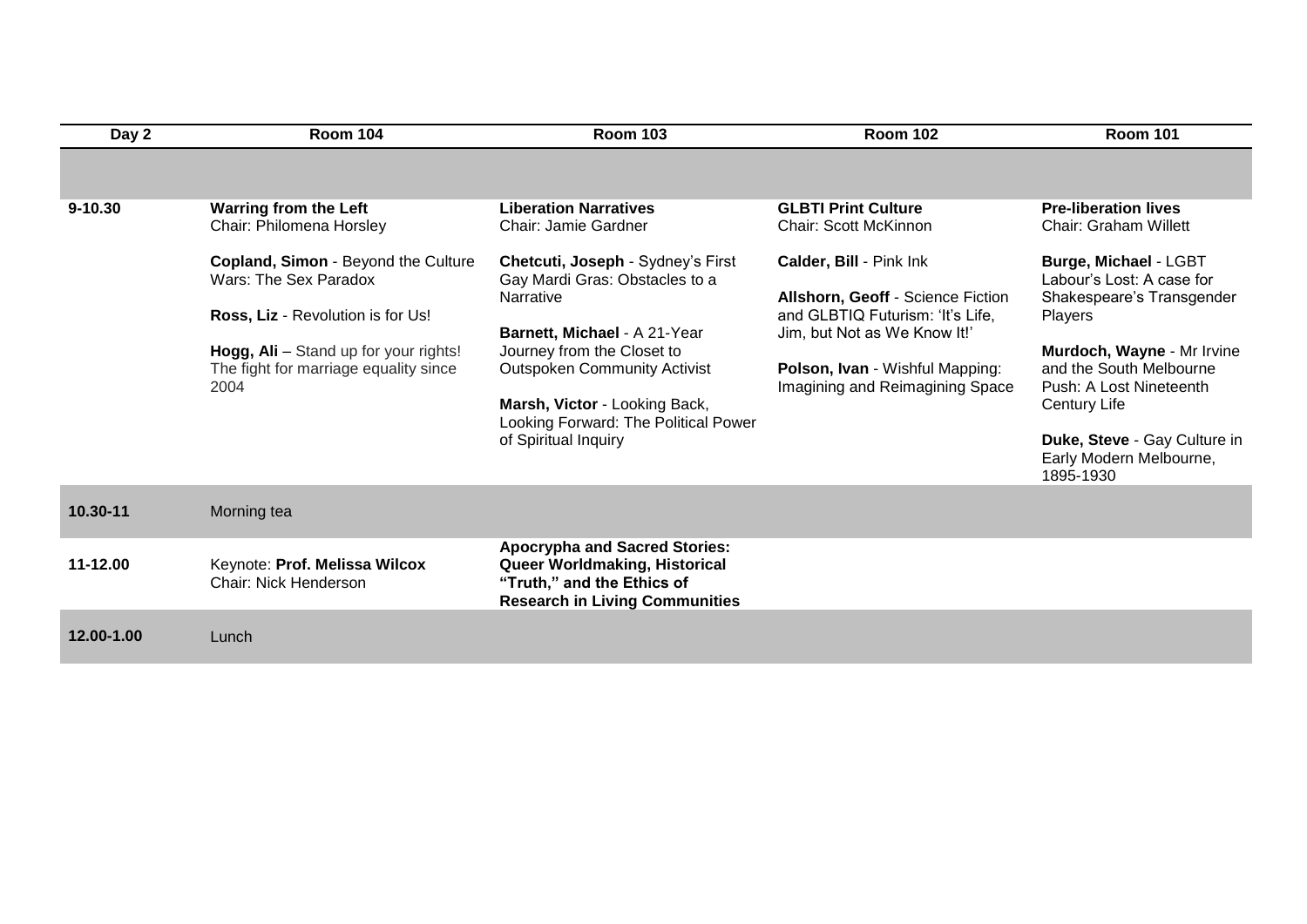| Day 2 | Room 104 | Room 103 | Room 102 | Room 101 |
|---|---|---|---|---|
| | | | | |
| 9-10.30 | **Warring from the Left**<br>Chair: Philomena Horsley<br><br>**Copland, Simon** - Beyond the Culture Wars: The Sex Paradox<br><br>**Ross, Liz** - Revolution is for Us!<br><br>**Hogg, Ali** – Stand up for your rights! The fight for marriage equality since 2004 | **Liberation Narratives**<br>Chair: Jamie Gardner<br><br>**Chetcuti, Joseph** - Sydney's First Gay Mardi Gras: Obstacles to a Narrative<br><br>**Barnett, Michael** - A 21-Year Journey from the Closet to Outspoken Community Activist<br><br>**Marsh, Victor** - Looking Back, Looking Forward: The Political Power of Spiritual Inquiry | **GLBTI Print Culture**<br>Chair: Scott McKinnon<br><br>**Calder, Bill** - Pink Ink<br><br>**Allshorn, Geoff** - Science Fiction and GLBTIQ Futurism: 'It's Life, Jim, but Not as We Know It!'<br><br>**Polson, Ivan** - Wishful Mapping: Imagining and Reimagining Space | **Pre-liberation lives**<br>Chair: Graham Willett<br><br>**Burge, Michael** - LGBT Labour's Lost: A case for Shakespeare's Transgender Players<br><br>**Murdoch, Wayne** - Mr Irvine and the South Melbourne Push: A Lost Nineteenth Century Life<br><br>**Duke, Steve** - Gay Culture in Early Modern Melbourne, 1895-1930 |
| **10.30-11** | Morning tea | | | |
| **11-12.00** | Keynote: **Prof. Melissa Wilcox**<br>Chair: Nick Henderson | **Apocrypha and Sacred Stories: Queer Worldmaking, Historical "Truth," and the Ethics of Research in Living Communities** | | |
| **12.00-1.00** | Lunch | | | |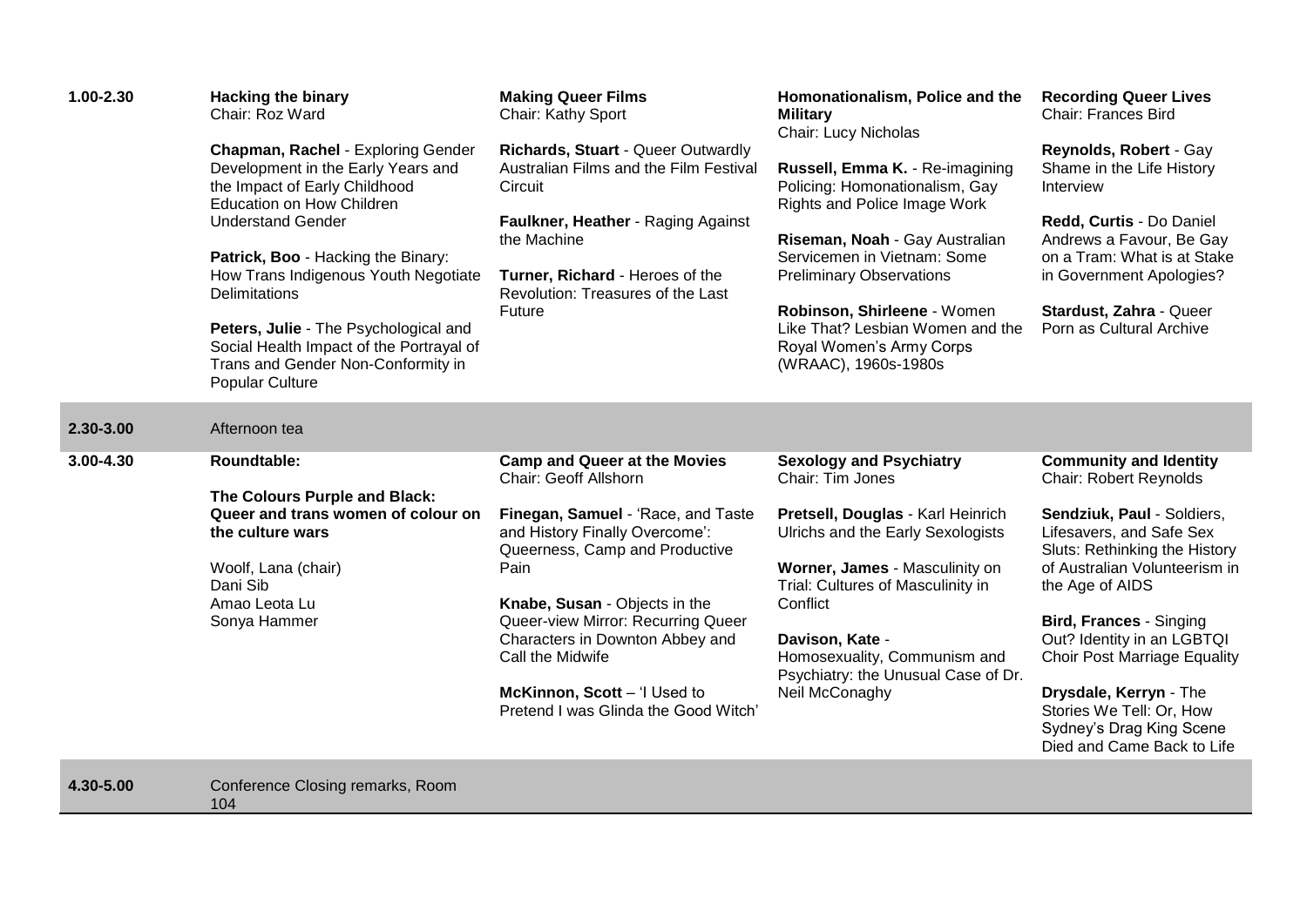| | | | | |
|---|---|---|---|---|
| 1.00-2.30 | **Hacking the binary**<br>Chair: Roz Ward<br><br>**Chapman, Rachel** - Exploring Gender Development in the Early Years and the Impact of Early Childhood Education on How Children Understand Gender<br><br>**Patrick, Boo** - Hacking the Binary: How Trans Indigenous Youth Negotiate Delimitations<br><br>**Peters, Julie** - The Psychological and Social Health Impact of the Portrayal of Trans and Gender Non-Conformity in Popular Culture | **Making Queer Films**<br>Chair: Kathy Sport<br><br>**Richards, Stuart** - Queer Outwardly Australian Films and the Film Festival Circuit<br><br>**Faulkner, Heather** - Raging Against the Machine<br><br>**Turner, Richard** - Heroes of the Revolution: Treasures of the Last Future | **Homonationalism, Police and the Military**<br>Chair: Lucy Nicholas<br><br>**Russell, Emma K.** - Re-imagining Policing: Homonationalism, Gay Rights and Police Image Work<br><br>**Riseman, Noah** - Gay Australian Servicemen in Vietnam: Some Preliminary Observations<br><br>**Robinson, Shirleene** - Women Like That? Lesbian Women and the Royal Women's Army Corps (WRAAC), 1960s-1980s | **Recording Queer Lives**<br>Chair: Frances Bird<br><br>**Reynolds, Robert** - Gay Shame in the Life History Interview<br><br>**Redd, Curtis** - Do Daniel Andrews a Favour, Be Gay on a Tram: What is at Stake in Government Apologies?<br><br>**Stardust, Zahra** - Queer Porn as Cultural Archive |
| **2.30-3.00** | Afternoon tea | | | |
| 3.00-4.30 | **Roundtable:**<br><br>**The Colours Purple and Black: Queer and trans women of colour on the culture wars**<br><br>Woolf, Lana (chair)<br>Dani Sib<br>Amao Leota Lu<br>Sonya Hammer | **Camp and Queer at the Movies**<br>Chair: Geoff Allshorn<br><br>**Finegan, Samuel** - 'Race, and Taste and History Finally Overcome': Queerness, Camp and Productive Pain<br><br>**Knabe, Susan** - Objects in the Queer-view Mirror: Recurring Queer Characters in Downton Abbey and Call the Midwife<br><br>**McKinnon, Scott** – 'I Used to Pretend I was Glinda the Good Witch' | **Sexology and Psychiatry**<br>Chair: Tim Jones<br><br>**Pretsell, Douglas** - Karl Heinrich Ulrichs and the Early Sexologists<br><br>**Worner, James** - Masculinity on Trial: Cultures of Masculinity in Conflict<br><br>**Davison, Kate** - Homosexuality, Communism and Psychiatry: the Unusual Case of Dr. Neil McConaghy | **Community and Identity**<br>Chair: Robert Reynolds<br><br>**Sendziuk, Paul** - Soldiers, Lifesavers, and Safe Sex Sluts: Rethinking the History of Australian Volunteerism in the Age of AIDS<br><br>**Bird, Frances** - Singing Out? Identity in an LGBTQI Choir Post Marriage Equality<br><br>**Drysdale, Kerryn** - The Stories We Tell: Or, How Sydney's Drag King Scene Died and Came Back to Life |
| **4.30-5.00** | Conference Closing remarks, Room 104 | | | |